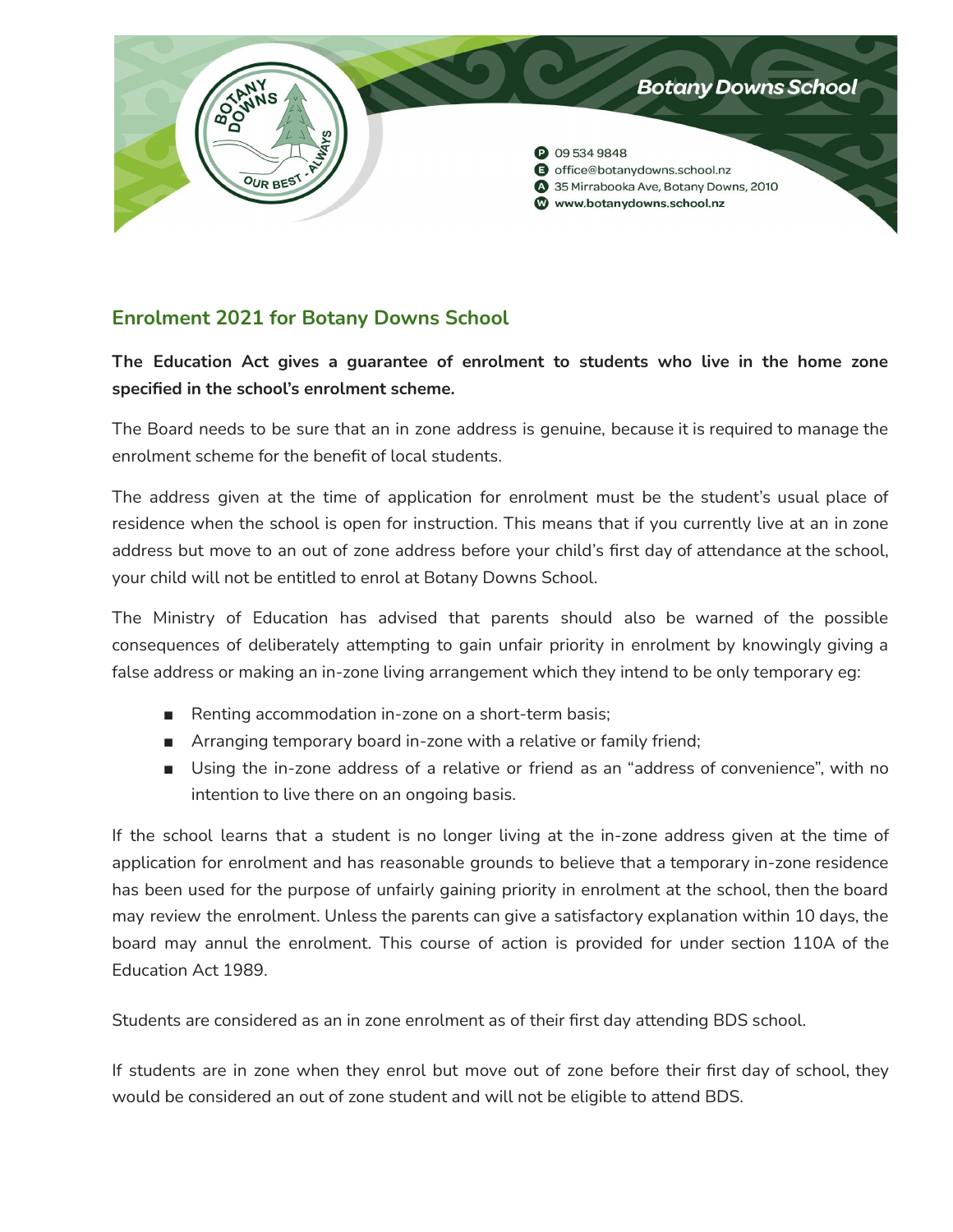Botany Downs School

09 534 9848
office@botanydowns.school.nz
35 Mirrabooka Ave, Botany Downs, 2010
www.botanydowns.school.nz

## Enrolment 2021 for Botany Downs School

**The Education Act gives a guarantee of enrolment to students who live in the home zone specified in the school's enrolment scheme.**

The Board needs to be sure that an in zone address is genuine, because it is required to manage the enrolment scheme for the benefit of local students.

The address given at the time of application for enrolment must be the student's usual place of residence when the school is open for instruction. This means that if you currently live at an in zone address but move to an out of zone address before your child's first day of attendance at the school, your child will not be entitled to enrol at Botany Downs School.

The Ministry of Education has advised that parents should also be warned of the possible consequences of deliberately attempting to gain unfair priority in enrolment by knowingly giving a false address or making an in-zone living arrangement which they intend to be only temporary eg:

- Renting accommodation in-zone on a short-term basis;
- Arranging temporary board in-zone with a relative or family friend;
- Using the in-zone address of a relative or friend as an "address of convenience", with no intention to live there on an ongoing basis.

If the school learns that a student is no longer living at the in-zone address given at the time of application for enrolment and has reasonable grounds to believe that a temporary in-zone residence has been used for the purpose of unfairly gaining priority in enrolment at the school, then the board may review the enrolment. Unless the parents can give a satisfactory explanation within 10 days, the board may annul the enrolment. This course of action is provided for under section 110A of the Education Act 1989.

Students are considered as an in zone enrolment as of their first day attending BDS school.

If students are in zone when they enrol but move out of zone before their first day of school, they would be considered an out of zone student and will not be eligible to attend BDS.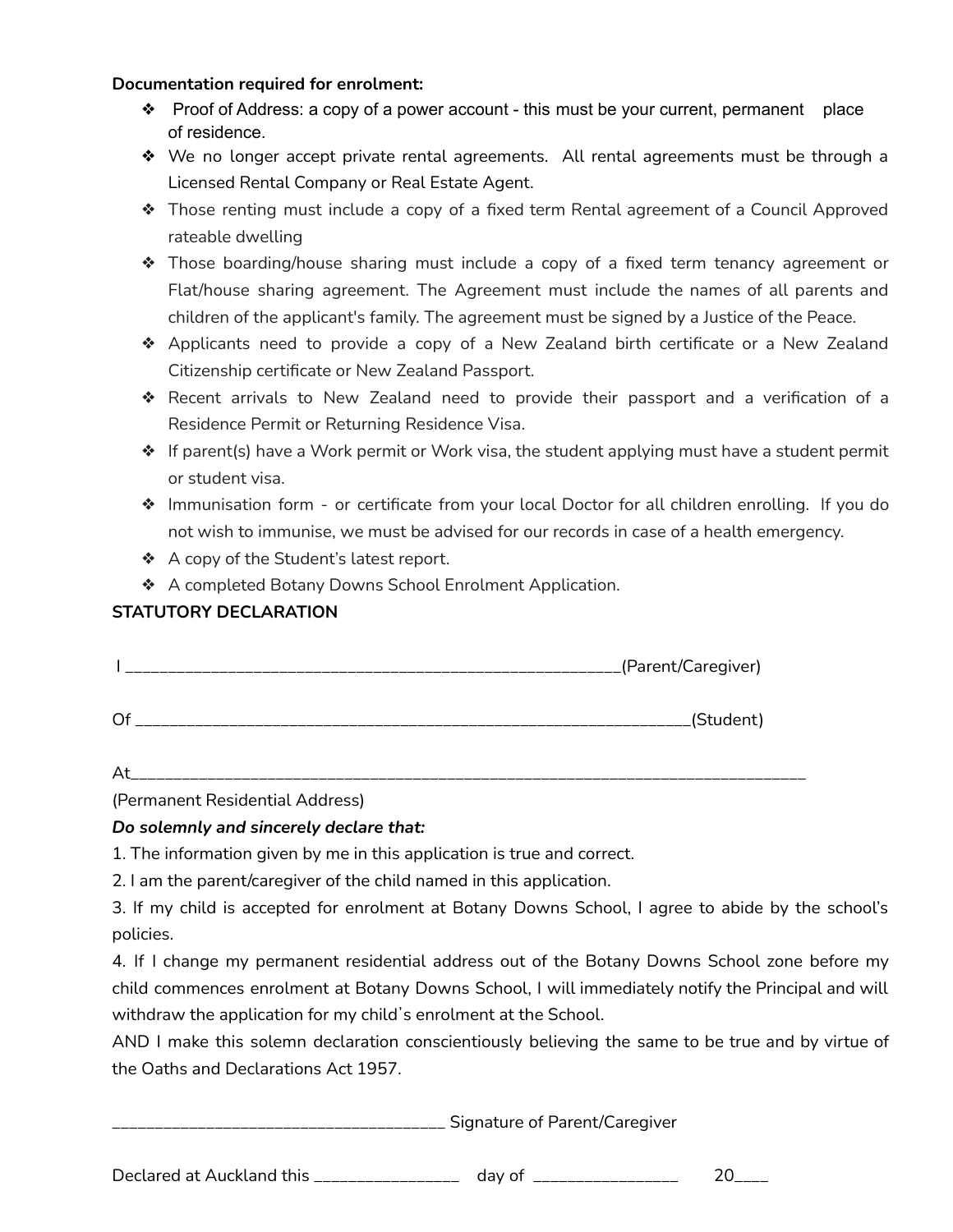**Documentation required for enrolment:**

- Proof of Address: a copy of a power account - this must be your current, permanent place of residence.
- We no longer accept private rental agreements. All rental agreements must be through a Licensed Rental Company or Real Estate Agent.
- Those renting must include a copy of a fixed term Rental agreement of a Council Approved rateable dwelling
- Those boarding/house sharing must include a copy of a fixed term tenancy agreement or Flat/house sharing agreement. The Agreement must include the names of all parents and children of the applicant's family. The agreement must be signed by a Justice of the Peace.
- Applicants need to provide a copy of a New Zealand birth certificate or a New Zealand Citizenship certificate or New Zealand Passport.
- Recent arrivals to New Zealand need to provide their passport and a verification of a Residence Permit or Returning Residence Visa.
- If parent(s) have a Work permit or Work visa, the student applying must have a student permit or student visa.
- Immunisation form - or certificate from your local Doctor for all children enrolling. If you do not wish to immunise, we must be advised for our records in case of a health emergency.
- A copy of the Student's latest report.
- A completed Botany Downs School Enrolment Application.

**STATUTORY DECLARATION**

I ____________________________________________________(Parent/Caregiver)

Of __________________________________________________________(Student)

At__________________________________________________________________________
(Permanent Residential Address)

***Do solemnly and sincerely declare that:***

1. The information given by me in this application is true and correct.
2. I am the parent/caregiver of the child named in this application.
3. If my child is accepted for enrolment at Botany Downs School, I agree to abide by the school's policies.
4. If I change my permanent residential address out of the Botany Downs School zone before my child commences enrolment at Botany Downs School, I will immediately notify the Principal and will withdraw the application for my child's enrolment at the School.

AND I make this solemn declaration conscientiously believing the same to be true and by virtue of the Oaths and Declarations Act 1957.

___________________________________ Signature of Parent/Caregiver

Declared at Auckland this _______________ day of _______________ 20____